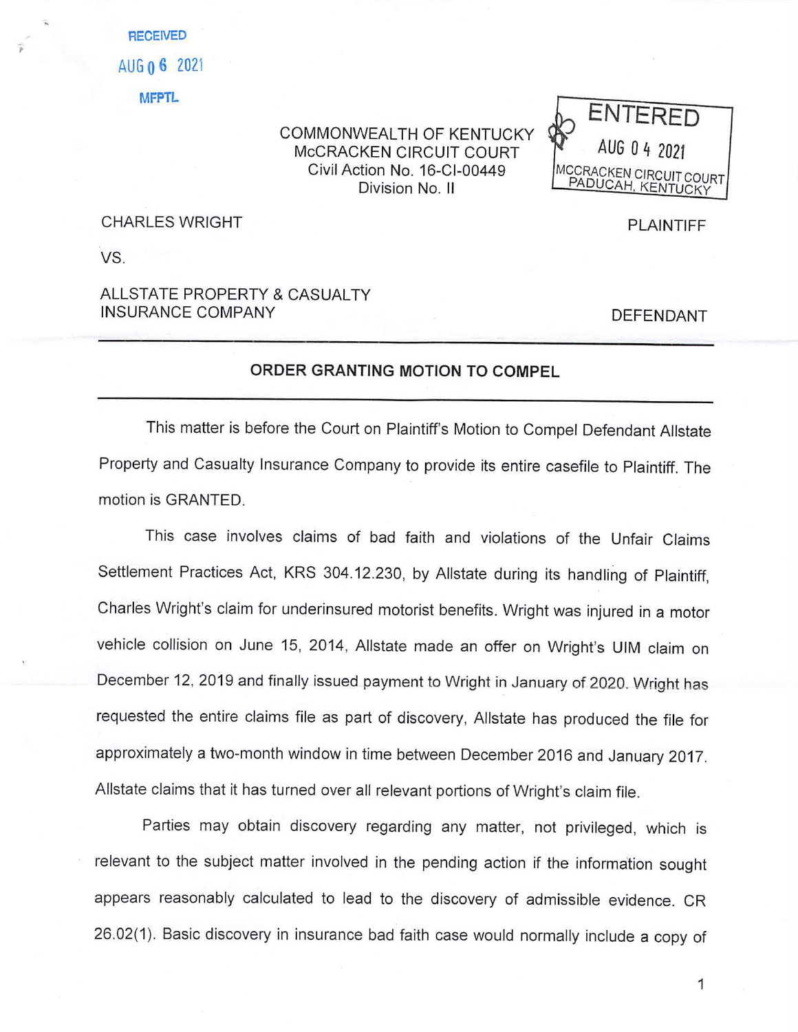RECEIVED

AUG 06 2021

MFPTL

COMMONWEALTH OF KENTUCKY
McCRACKEN CIRCUIT COURT
Civil Action No. 16-CI-00449
Division No. II

ENTERED
AUG 04 2021
MCCRACKEN CIRCUIT COURT
PADUCAH, KENTUCKY

CHARLES WRIGHT — PLAINTIFF

VS.

ALLSTATE PROPERTY & CASUALTY INSURANCE COMPANY — DEFENDANT

---

**ORDER GRANTING MOTION TO COMPEL**

---

This matter is before the Court on Plaintiff's Motion to Compel Defendant Allstate Property and Casualty Insurance Company to provide its entire casefile to Plaintiff. The motion is GRANTED.

This case involves claims of bad faith and violations of the Unfair Claims Settlement Practices Act, KRS 304.12.230, by Allstate during its handling of Plaintiff, Charles Wright's claim for underinsured motorist benefits. Wright was injured in a motor vehicle collision on June 15, 2014, Allstate made an offer on Wright's UIM claim on December 12, 2019 and finally issued payment to Wright in January of 2020. Wright has requested the entire claims file as part of discovery, Allstate has produced the file for approximately a two-month window in time between December 2016 and January 2017. Allstate claims that it has turned over all relevant portions of Wright's claim file.

Parties may obtain discovery regarding any matter, not privileged, which is relevant to the subject matter involved in the pending action if the information sought appears reasonably calculated to lead to the discovery of admissible evidence. CR 26.02(1). Basic discovery in insurance bad faith case would normally include a copy of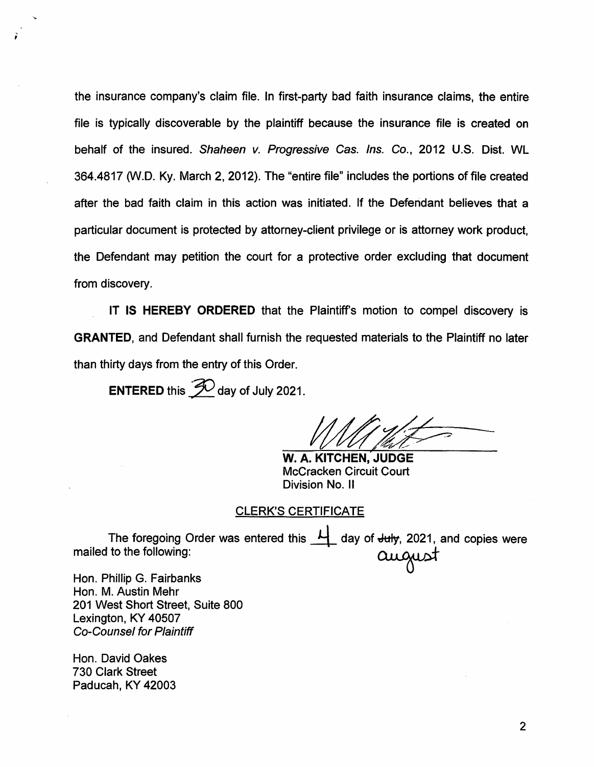the insurance company's claim file. In first-party bad faith insurance claims, the entire file is typically discoverable by the plaintiff because the insurance file is created on behalf of the insured. *Shaheen v. Progressive Cas. Ins. Co.*, 2012 U.S. Dist. WL 364.4817 (W.D. Ky. March 2, 2012). The "entire file" includes the portions of file created after the bad faith claim in this action was initiated. If the Defendant believes that a particular document is protected by attorney-client privilege or is attorney work product, the Defendant may petition the court for a protective order excluding that document from discovery.

**IT IS HEREBY ORDERED** that the Plaintiff's motion to compel discovery is **GRANTED**, and Defendant shall furnish the requested materials to the Plaintiff no later than thirty days from the entry of this Order.

**ENTERED** this 30 day of July 2021.

**W. A. KITCHEN, JUDGE**
McCracken Circuit Court
Division No. II

CLERK'S CERTIFICATE

The foregoing Order was entered this 4 day of ~~July~~ august, 2021, and copies were mailed to the following:

Hon. Phillip G. Fairbanks
Hon. M. Austin Mehr
201 West Short Street, Suite 800
Lexington, KY 40507
*Co-Counsel for Plaintiff*

Hon. David Oakes
730 Clark Street
Paducah, KY 42003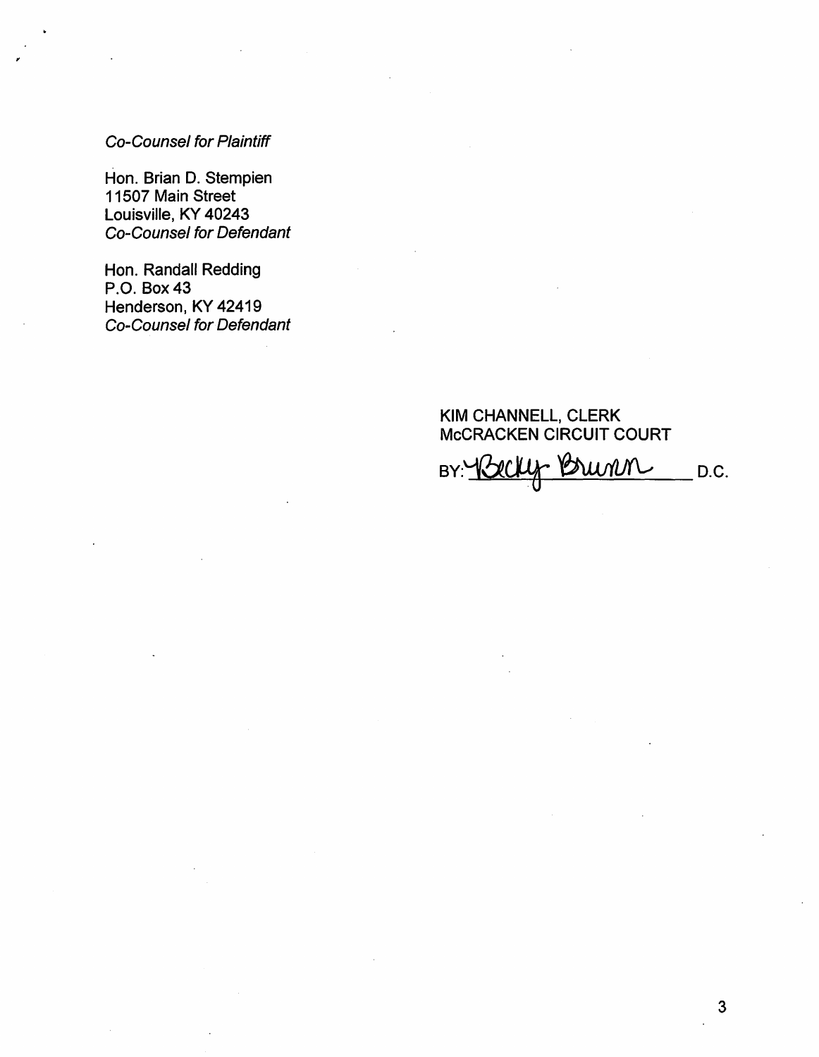*Co-Counsel for Plaintiff*

Hon. Brian D. Stempien
11507 Main Street
Louisville, KY 40243
*Co-Counsel for Defendant*

Hon. Randall Redding
P.O. Box 43
Henderson, KY 42419
*Co-Counsel for Defendant*

KIM CHANNELL, CLERK
McCRACKEN CIRCUIT COURT

BY: Becky Brunn D.C.